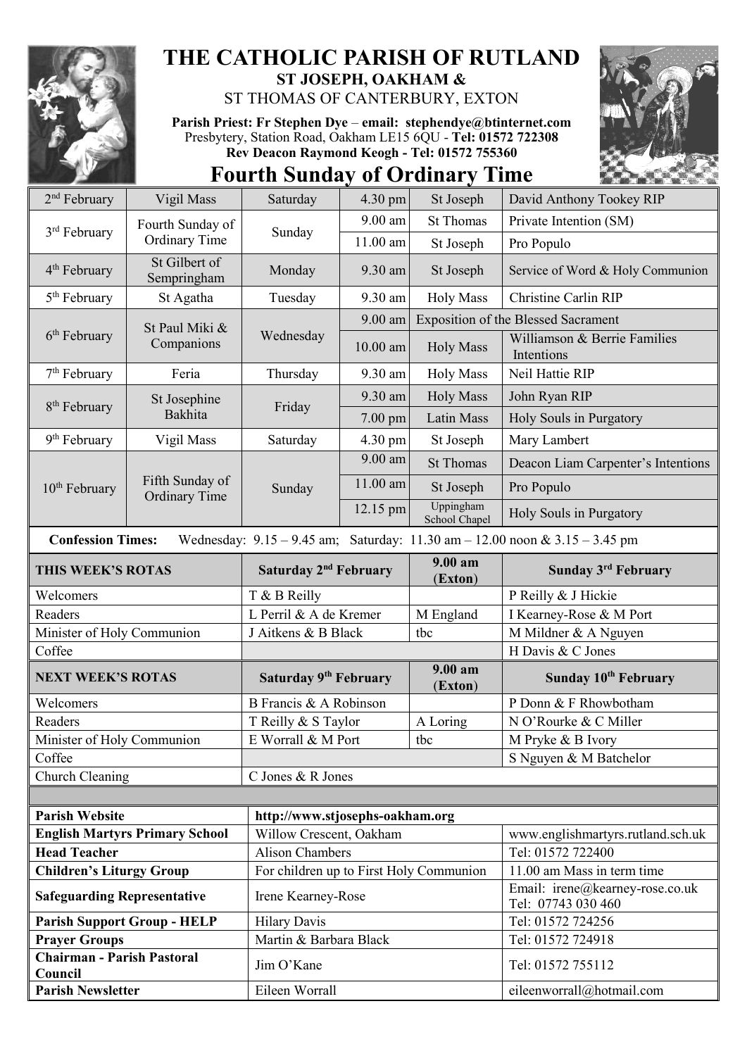# THE CATHOLIC PARISH OF RUTLAND

**ST JOSEPH, OAKHAM &**

ST THOMAS OF CANTERBURY, EXTON

**Parish Priest: Fr Stephen Dye** – **email: stephendye@btinternet.com**
Presbytery, Station Road, Oakham LE15 6QU - **Tel: 01572 722308**
**Rev Deacon Raymond Keogh - Tel: 01572 755360**

## Fourth Sunday of Ordinary Time

| Date | Day | Weekday | Time | Location | Intention |
|---|---|---|---|---|---|
| 2nd February | Vigil Mass | Saturday | 4.30 pm | St Joseph | David Anthony Tookey RIP |
| 3rd February | Fourth Sunday of Ordinary Time | Sunday | 9.00 am | St Thomas | Private Intention (SM) |
| | | | 11.00 am | St Joseph | Pro Populo |
| 4th February | St Gilbert of Sempringham | Monday | 9.30 am | St Joseph | Service of Word & Holy Communion |
| 5th February | St Agatha | Tuesday | 9.30 am | Holy Mass | Christine Carlin RIP |
| 6th February | St Paul Miki & Companions | Wednesday | 9.00 am | Exposition of the Blessed Sacrament | |
| | | | 10.00 am | Holy Mass | Williamson & Berrie Families Intentions |
| 7th February | Feria | Thursday | 9.30 am | Holy Mass | Neil Hattie RIP |
| 8th February | St Josephine Bakhita | Friday | 9.30 am | Holy Mass | John Ryan RIP |
| | | | 7.00 pm | Latin Mass | Holy Souls in Purgatory |
| 9th February | Vigil Mass | Saturday | 4.30 pm | St Joseph | Mary Lambert |
| 10th February | Fifth Sunday of Ordinary Time | Sunday | 9.00 am | St Thomas | Deacon Liam Carpenter's Intentions |
| | | | 11.00 am | St Joseph | Pro Populo |
| | | | 12.15 pm | Uppingham School Chapel | Holy Souls in Purgatory |

**Confession Times:** Wednesday: 9.15 – 9.45 am; Saturday: 11.30 am – 12.00 noon & 3.15 – 3.45 pm

| THIS WEEK'S ROTAS | Saturday 2nd February | 9.00 am (Exton) | Sunday 3rd February |
|---|---|---|---|
| Welcomers | T & B Reilly | | P Reilly & J Hickie |
| Readers | L Perril & A de Kremer | M England | I Kearney-Rose & M Port |
| Minister of Holy Communion | J Aitkens & B Black | tbc | M Mildner & A Nguyen |
| Coffee | | | H Davis & C Jones |

| NEXT WEEK'S ROTAS | Saturday 9th February | 9.00 am (Exton) | Sunday 10th February |
|---|---|---|---|
| Welcomers | B Francis & A Robinson | | P Donn & F Rhowbotham |
| Readers | T Reilly & S Taylor | A Loring | N O'Rourke & C Miller |
| Minister of Holy Communion | E Worrall & M Port | tbc | M Pryke & B Ivory |
| Coffee | | | S Nguyen & M Batchelor |
| Church Cleaning | C Jones & R Jones | | |

| | | |
|---|---|---|
| **Parish Website** | **http://www.stjosephs-oakham.org** | |
| **English Martyrs Primary School** | Willow Crescent, Oakham | www.englishmartyrs.rutland.sch.uk |
| **Head Teacher** | Alison Chambers | Tel: 01572 722400 |
| **Children's Liturgy Group** | For children up to First Holy Communion | 11.00 am Mass in term time |
| **Safeguarding Representative** | Irene Kearney-Rose | Email: irene@kearney-rose.co.uk Tel: 07743 030 460 |
| **Parish Support Group - HELP** | Hilary Davis | Tel: 01572 724256 |
| **Prayer Groups** | Martin & Barbara Black | Tel: 01572 724918 |
| **Chairman - Parish Pastoral Council** | Jim O'Kane | Tel: 01572 755112 |
| **Parish Newsletter** | Eileen Worrall | eileenworrall@hotmail.com |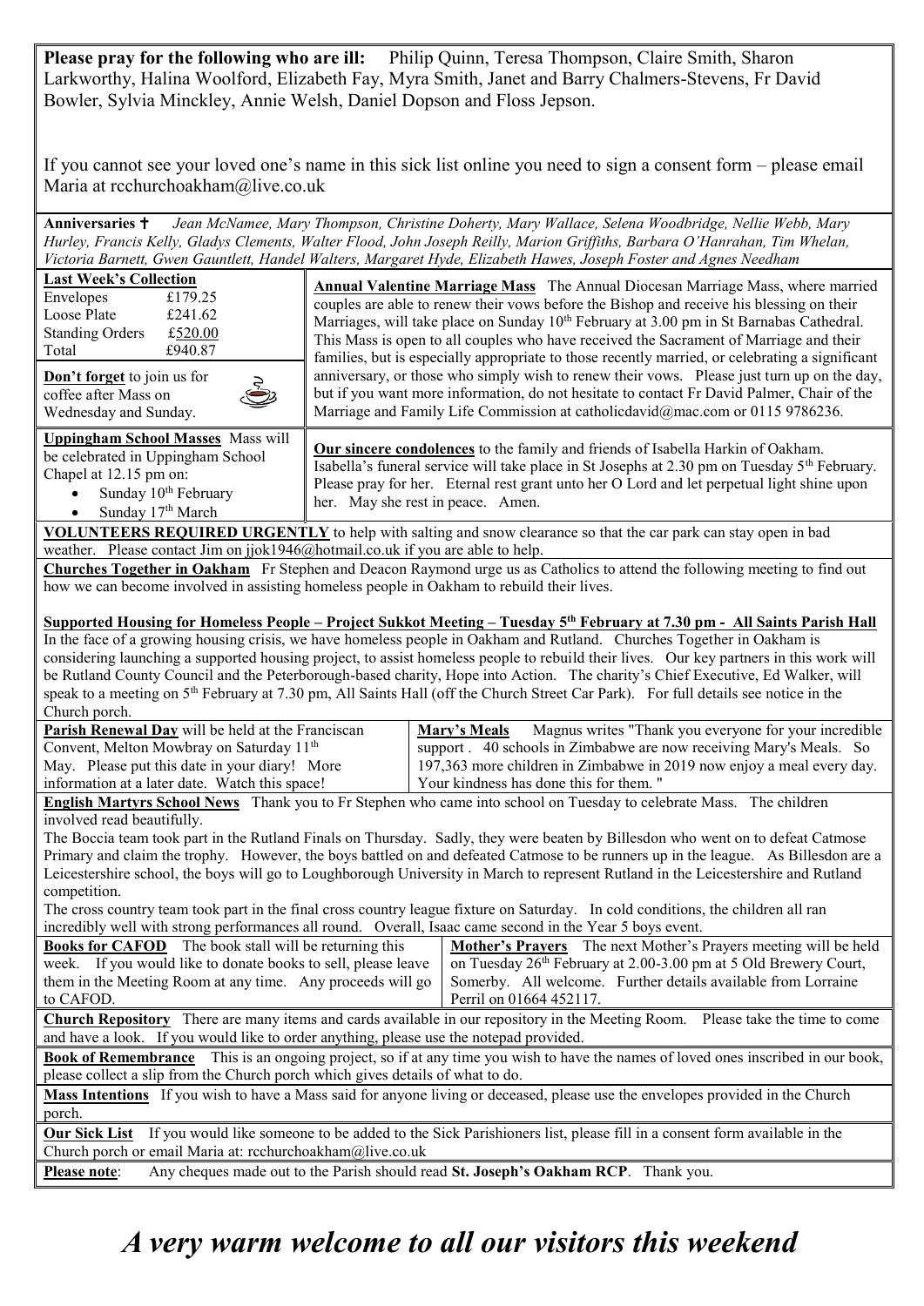**Please pray for the following who are ill:** Philip Quinn, Teresa Thompson, Claire Smith, Sharon Larkworthy, Halina Woolford, Elizabeth Fay, Myra Smith, Janet and Barry Chalmers-Stevens, Fr David Bowler, Sylvia Minckley, Annie Welsh, Daniel Dopson and Floss Jepson.

If you cannot see your loved one's name in this sick list online you need to sign a consent form – please email Maria at rcchurchoakham@live.co.uk

**Anniversaries ✝** *Jean McNamee, Mary Thompson, Christine Doherty, Mary Wallace, Selena Woodbridge, Nellie Webb, Mary Hurley, Francis Kelly, Gladys Clements, Walter Flood, John Joseph Reilly, Marion Griffiths, Barbara O'Hanrahan, Tim Whelan, Victoria Barnett, Gwen Gauntlett, Handel Walters, Margaret Hyde, Elizabeth Hawes, Joseph Foster and Agnes Needham*

**Last Week's Collection**

| | |
|---|---|
| Envelopes | £179.25 |
| Loose Plate | £241.62 |
| Standing Orders | £520.00 |
| Total | £940.87 |

**Don't forget** to join us for coffee after Mass on Wednesday and Sunday.

**Annual Valentine Marriage Mass** The Annual Diocesan Marriage Mass, where married couples are able to renew their vows before the Bishop and receive his blessing on their Marriages, will take place on Sunday 10th February at 3.00 pm in St Barnabas Cathedral. This Mass is open to all couples who have received the Sacrament of Marriage and their families, but is especially appropriate to those recently married, or celebrating a significant anniversary, or those who simply wish to renew their vows. Please just turn up on the day, but if you want more information, do not hesitate to contact Fr David Palmer, Chair of the Marriage and Family Life Commission at catholicdavid@mac.com or 0115 9786236.

**Uppingham School Masses** Mass will be celebrated in Uppingham School Chapel at 12.15 pm on:

- Sunday 10th February
- Sunday 17th March

**Our sincere condolences** to the family and friends of Isabella Harkin of Oakham. Isabella's funeral service will take place in St Josephs at 2.30 pm on Tuesday 5th February. Please pray for her. Eternal rest grant unto her O Lord and let perpetual light shine upon her. May she rest in peace. Amen.

**VOLUNTEERS REQUIRED URGENTLY** to help with salting and snow clearance so that the car park can stay open in bad weather. Please contact Jim on jjok1946@hotmail.co.uk if you are able to help.

**Churches Together in Oakham** Fr Stephen and Deacon Raymond urge us as Catholics to attend the following meeting to find out how we can become involved in assisting homeless people in Oakham to rebuild their lives.

**Supported Housing for Homeless People – Project Sukkot Meeting – Tuesday 5th February at 7.30 pm - All Saints Parish Hall**

In the face of a growing housing crisis, we have homeless people in Oakham and Rutland. Churches Together in Oakham is considering launching a supported housing project, to assist homeless people to rebuild their lives. Our key partners in this work will be Rutland County Council and the Peterborough-based charity, Hope into Action. The charity's Chief Executive, Ed Walker, will speak to a meeting on 5th February at 7.30 pm, All Saints Hall (off the Church Street Car Park). For full details see notice in the Church porch.

**Parish Renewal Day** will be held at the Franciscan Convent, Melton Mowbray on Saturday 11th May. Please put this date in your diary! More information at a later date. Watch this space!

**Mary's Meals** Magnus writes "Thank you everyone for your incredible support . 40 schools in Zimbabwe are now receiving Mary's Meals. So 197,363 more children in Zimbabwe in 2019 now enjoy a meal every day. Your kindness has done this for them. "

**English Martyrs School News** Thank you to Fr Stephen who came into school on Tuesday to celebrate Mass. The children involved read beautifully.

The Boccia team took part in the Rutland Finals on Thursday. Sadly, they were beaten by Billesdon who went on to defeat Catmose Primary and claim the trophy. However, the boys battled on and defeated Catmose to be runners up in the league. As Billesdon are a Leicestershire school, the boys will go to Loughborough University in March to represent Rutland in the Leicestershire and Rutland competition.

The cross country team took part in the final cross country league fixture on Saturday. In cold conditions, the children all ran incredibly well with strong performances all round. Overall, Isaac came second in the Year 5 boys event.

**Books for CAFOD** The book stall will be returning this week. If you would like to donate books to sell, please leave them in the Meeting Room at any time. Any proceeds will go to CAFOD.

**Mother's Prayers** The next Mother's Prayers meeting will be held on Tuesday 26th February at 2.00-3.00 pm at 5 Old Brewery Court, Somerby. All welcome. Further details available from Lorraine Perril on 01664 452117.

**Church Repository** There are many items and cards available in our repository in the Meeting Room. Please take the time to come and have a look. If you would like to order anything, please use the notepad provided.

**Book of Remembrance** This is an ongoing project, so if at any time you wish to have the names of loved ones inscribed in our book, please collect a slip from the Church porch which gives details of what to do.

**Mass Intentions** If you wish to have a Mass said for anyone living or deceased, please use the envelopes provided in the Church porch.

**Our Sick List** If you would like someone to be added to the Sick Parishioners list, please fill in a consent form available in the Church porch or email Maria at: rcchurchoakham@live.co.uk

**Please note**: Any cheques made out to the Parish should read **St. Joseph's Oakham RCP**. Thank you.

# *A very warm welcome to all our visitors this weekend*